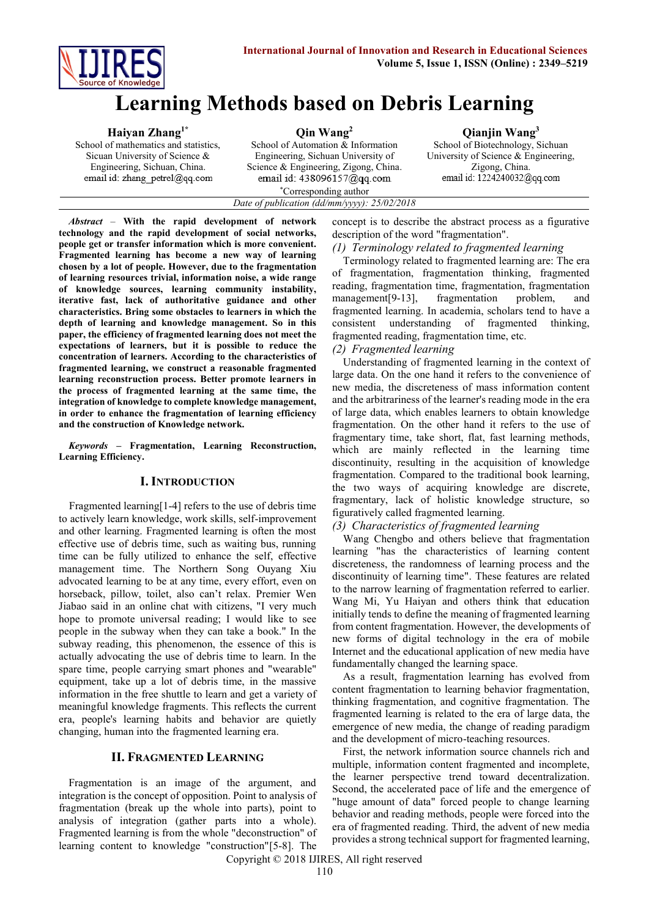# Learning Methods based on Debris Learning

**Haiyan Zhang[1*]**
School of mathematics and statistics, Sicuan University of Science & Engineering, Sichuan, China.
email id: zhang_petrel@qq.com

**Qin Wang[2]**
School of Automation & Information Engineering, Sichuan University of Science & Engineering, Zigong, China.
email id: 438096157@qq.com

**Qianjin Wang[3]**
School of Biotechnology, Sichuan University of Science & Engineering, Zigong, China.
email id: 1224240032@qq.com

[*]Corresponding author

*Date of publication (dd/mm/yyyy): 25/02/2018*

***Abstract*** – **With the rapid development of network technology and the rapid development of social networks, people get or transfer information which is more convenient. Fragmented learning has become a new way of learning chosen by a lot of people. However, due to the fragmentation of learning resources trivial, information noise, a wide range of knowledge sources, learning community instability, iterative fast, lack of authoritative guidance and other characteristics. Bring some obstacles to learners in which the depth of learning and knowledge management. So in this paper, the efficiency of fragmented learning does not meet the expectations of learners, but it is possible to reduce the concentration of learners. According to the characteristics of fragmented learning, we construct a reasonable fragmented learning reconstruction process. Better promote learners in the process of fragmented learning at the same time, the integration of knowledge to complete knowledge management, in order to enhance the fragmentation of learning efficiency and the construction of Knowledge network.**

***Keywords*** – **Fragmentation, Learning Reconstruction, Learning Efficiency.**

## I. Introduction

Fragmented learning[1-4] refers to the use of debris time to actively learn knowledge, work skills, self-improvement and other learning. Fragmented learning is often the most effective use of debris time, such as waiting bus, running time can be fully utilized to enhance the self, effective management time. The Northern Song Ouyang Xiu advocated learning to be at any time, every effort, even on horseback, pillow, toilet, also can't relax. Premier Wen Jiabao said in an online chat with citizens, "I very much hope to promote universal reading; I would like to see people in the subway when they can take a book." In the subway reading, this phenomenon, the essence of this is actually advocating the use of debris time to learn. In the spare time, people carrying smart phones and "wearable" equipment, take up a lot of debris time, in the massive information in the free shuttle to learn and get a variety of meaningful knowledge fragments. This reflects the current era, people's learning habits and behavior are quietly changing, human into the fragmented learning era.

## II. Fragmented Learning

Fragmentation is an image of the argument, and integration is the concept of opposition. Point to analysis of fragmentation (break up the whole into parts), point to analysis of integration (gather parts into a whole). Fragmented learning is from the whole "deconstruction" of learning content to knowledge "construction"[5-8]. The concept is to describe the abstract process as a figurative description of the word "fragmentation".

*(1) Terminology related to fragmented learning*

Terminology related to fragmented learning are: The era of fragmentation, fragmentation thinking, fragmented reading, fragmentation time, fragmentation, fragmentation management[9-13], fragmentation problem, and fragmented learning. In academia, scholars tend to have a consistent understanding of fragmented thinking, fragmented reading, fragmentation time, etc.

*(2) Fragmented learning*

Understanding of fragmented learning in the context of large data. On the one hand it refers to the convenience of new media, the discreteness of mass information content and the arbitrariness of the learner's reading mode in the era of large data, which enables learners to obtain knowledge fragmentation. On the other hand it refers to the use of fragmentary time, take short, flat, fast learning methods, which are mainly reflected in the learning time discontinuity, resulting in the acquisition of knowledge fragmentation. Compared to the traditional book learning, the two ways of acquiring knowledge are discrete, fragmentary, lack of holistic knowledge structure, so figuratively called fragmented learning.

*(3) Characteristics of fragmented learning*

Wang Chengbo and others believe that fragmentation learning "has the characteristics of learning content discreteness, the randomness of learning process and the discontinuity of learning time". These features are related to the narrow learning of fragmentation referred to earlier. Wang Mi, Yu Haiyan and others think that education initially tends to define the meaning of fragmented learning from content fragmentation. However, the developments of new forms of digital technology in the era of mobile Internet and the educational application of new media have fundamentally changed the learning space.

As a result, fragmentation learning has evolved from content fragmentation to learning behavior fragmentation, thinking fragmentation, and cognitive fragmentation. The fragmented learning is related to the era of large data, the emergence of new media, the change of reading paradigm and the development of micro-teaching resources.

First, the network information source channels rich and multiple, information content fragmented and incomplete, the learner perspective trend toward decentralization. Second, the accelerated pace of life and the emergence of "huge amount of data" forced people to change learning behavior and reading methods, people were forced into the era of fragmented reading. Third, the advent of new media provides a strong technical support for fragmented learning,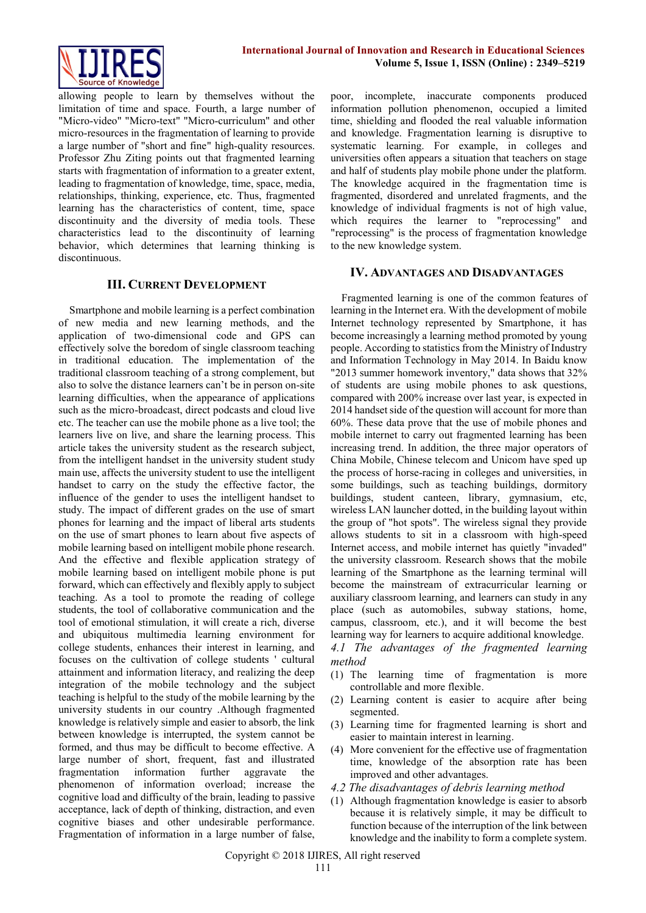allowing people to learn by themselves without the limitation of time and space. Fourth, a large number of "Micro-video" "Micro-text" "Micro-curriculum" and other micro-resources in the fragmentation of learning to provide a large number of "short and fine" high-quality resources. Professor Zhu Ziting points out that fragmented learning starts with fragmentation of information to a greater extent, leading to fragmentation of knowledge, time, space, media, relationships, thinking, experience, etc. Thus, fragmented learning has the characteristics of content, time, space discontinuity and the diversity of media tools. These characteristics lead to the discontinuity of learning behavior, which determines that learning thinking is discontinuous.

## III. Current Development

Smartphone and mobile learning is a perfect combination of new media and new learning methods, and the application of two-dimensional code and GPS can effectively solve the boredom of single classroom teaching in traditional education. The implementation of the traditional classroom teaching of a strong complement, but also to solve the distance learners can't be in person on-site learning difficulties, when the appearance of applications such as the micro-broadcast, direct podcasts and cloud live etc. The teacher can use the mobile phone as a live tool; the learners live on live, and share the learning process. This article takes the university student as the research subject, from the intelligent handset in the university student study main use, affects the university student to use the intelligent handset to carry on the study the effective factor, the influence of the gender to uses the intelligent handset to study. The impact of different grades on the use of smart phones for learning and the impact of liberal arts students on the use of smart phones to learn about five aspects of mobile learning based on intelligent mobile phone research. And the effective and flexible application strategy of mobile learning based on intelligent mobile phone is put forward, which can effectively and flexibly apply to subject teaching. As a tool to promote the reading of college students, the tool of collaborative communication and the tool of emotional stimulation, it will create a rich, diverse and ubiquitous multimedia learning environment for college students, enhances their interest in learning, and focuses on the cultivation of college students ' cultural attainment and information literacy, and realizing the deep integration of the mobile technology and the subject teaching is helpful to the study of the mobile learning by the university students in our country .Although fragmented knowledge is relatively simple and easier to absorb, the link between knowledge is interrupted, the system cannot be formed, and thus may be difficult to become effective. A large number of short, frequent, fast and illustrated fragmentation information further aggravate the phenomenon of information overload; increase the cognitive load and difficulty of the brain, leading to passive acceptance, lack of depth of thinking, distraction, and even cognitive biases and other undesirable performance. Fragmentation of information in a large number of false, poor, incomplete, inaccurate components produced information pollution phenomenon, occupied a limited time, shielding and flooded the real valuable information and knowledge. Fragmentation learning is disruptive to systematic learning. For example, in colleges and universities often appears a situation that teachers on stage and half of students play mobile phone under the platform. The knowledge acquired in the fragmentation time is fragmented, disordered and unrelated fragments, and the knowledge of individual fragments is not of high value, which requires the learner to "reprocessing" and "reprocessing" is the process of fragmentation knowledge to the new knowledge system.

## IV. Advantages and Disadvantages

Fragmented learning is one of the common features of learning in the Internet era. With the development of mobile Internet technology represented by Smartphone, it has become increasingly a learning method promoted by young people. According to statistics from the Ministry of Industry and Information Technology in May 2014. In Baidu know "2013 summer homework inventory," data shows that 32% of students are using mobile phones to ask questions, compared with 200% increase over last year, is expected in 2014 handset side of the question will account for more than 60%. These data prove that the use of mobile phones and mobile internet to carry out fragmented learning has been increasing trend. In addition, the three major operators of China Mobile, Chinese telecom and Unicom have sped up the process of horse-racing in colleges and universities, in some buildings, such as teaching buildings, dormitory buildings, student canteen, library, gymnasium, etc, wireless LAN launcher dotted, in the building layout within the group of "hot spots". The wireless signal they provide allows students to sit in a classroom with high-speed Internet access, and mobile internet has quietly "invaded" the university classroom. Research shows that the mobile learning of the Smartphone as the learning terminal will become the mainstream of extracurricular learning or auxiliary classroom learning, and learners can study in any place (such as automobiles, subway stations, home, campus, classroom, etc.), and it will become the best learning way for learners to acquire additional knowledge.

### *4.1 The advantages of the fragmented learning method*

(1) The learning time of fragmentation is more controllable and more flexible.
(2) Learning content is easier to acquire after being segmented.
(3) Learning time for fragmented learning is short and easier to maintain interest in learning.
(4) More convenient for the effective use of fragmentation time, knowledge of the absorption rate has been improved and other advantages.

### *4.2 The disadvantages of debris learning method*

(1) Although fragmentation knowledge is easier to absorb because it is relatively simple, it may be difficult to function because of the interruption of the link between knowledge and the inability to form a complete system.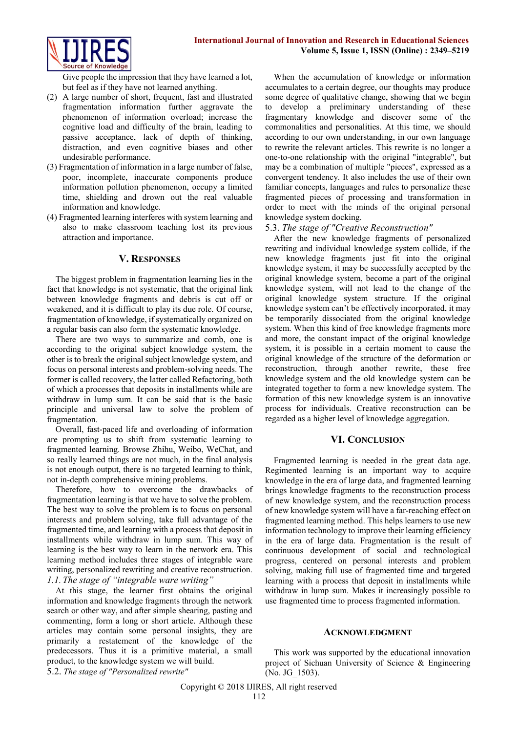Give people the impression that they have learned a lot, but feel as if they have not learned anything.

(2) A large number of short, frequent, fast and illustrated fragmentation information further aggravate the phenomenon of information overload; increase the cognitive load and difficulty of the brain, leading to passive acceptance, lack of depth of thinking, distraction, and even cognitive biases and other undesirable performance.

(3) Fragmentation of information in a large number of false, poor, incomplete, inaccurate components produce information pollution phenomenon, occupy a limited time, shielding and drown out the real valuable information and knowledge.

(4) Fragmented learning interferes with system learning and also to make classroom teaching lost its previous attraction and importance.

## V. Responses

The biggest problem in fragmentation learning lies in the fact that knowledge is not systematic, that the original link between knowledge fragments and debris is cut off or weakened, and it is difficult to play its due role. Of course, fragmentation of knowledge, if systematically organized on a regular basis can also form the systematic knowledge.

There are two ways to summarize and comb, one is according to the original subject knowledge system, the other is to break the original subject knowledge system, and focus on personal interests and problem-solving needs. The former is called recovery, the latter called Refactoring, both of which a processes that deposits in installments while are withdraw in lump sum. It can be said that is the basic principle and universal law to solve the problem of fragmentation.

Overall, fast-paced life and overloading of information are prompting us to shift from systematic learning to fragmented learning. Browse Zhihu, Weibo, WeChat, and so really learned things are not much, in the final analysis is not enough output, there is no targeted learning to think, not in-depth comprehensive mining problems.

Therefore, how to overcome the drawbacks of fragmentation learning is that we have to solve the problem. The best way to solve the problem is to focus on personal interests and problem solving, take full advantage of the fragmented time, and learning with a process that deposit in installments while withdraw in lump sum. This way of learning is the best way to learn in the network era. This learning method includes three stages of integrable ware writing, personalized rewriting and creative reconstruction.

### *1.1. The stage of "integrable ware writing"*

At this stage, the learner first obtains the original information and knowledge fragments through the network search or other way, and after simple shearing, pasting and commenting, form a long or short article. Although these articles may contain some personal insights, they are primarily a restatement of the knowledge of the predecessors. Thus it is a primitive material, a small product, to the knowledge system we will build.

### 5.2. *The stage of "Personalized rewrite"*

When the accumulation of knowledge or information accumulates to a certain degree, our thoughts may produce some degree of qualitative change, showing that we begin to develop a preliminary understanding of these fragmentary knowledge and discover some of the commonalities and personalities. At this time, we should according to our own understanding, in our own language to rewrite the relevant articles. This rewrite is no longer a one-to-one relationship with the original "integrable", but may be a combination of multiple "pieces", expressed as a convergent tendency. It also includes the use of their own familiar concepts, languages and rules to personalize these fragmented pieces of processing and transformation in order to meet with the minds of the original personal knowledge system docking.

### 5.3. *The stage of "Creative Reconstruction"*

After the new knowledge fragments of personalized rewriting and individual knowledge system collide, if the new knowledge fragments just fit into the original knowledge system, it may be successfully accepted by the original knowledge system, become a part of the original knowledge system, will not lead to the change of the original knowledge system structure. If the original knowledge system can't be effectively incorporated, it may be temporarily dissociated from the original knowledge system. When this kind of free knowledge fragments more and more, the constant impact of the original knowledge system, it is possible in a certain moment to cause the original knowledge of the structure of the deformation or reconstruction, through another rewrite, these free knowledge system and the old knowledge system can be integrated together to form a new knowledge system. The formation of this new knowledge system is an innovative process for individuals. Creative reconstruction can be regarded as a higher level of knowledge aggregation.

## VI. Conclusion

Fragmented learning is needed in the great data age. Regimented learning is an important way to acquire knowledge in the era of large data, and fragmented learning brings knowledge fragments to the reconstruction process of new knowledge system, and the reconstruction process of new knowledge system will have a far-reaching effect on fragmented learning method. This helps learners to use new information technology to improve their learning efficiency in the era of large data. Fragmentation is the result of continuous development of social and technological progress, centered on personal interests and problem solving, making full use of fragmented time and targeted learning with a process that deposit in installments while withdraw in lump sum. Makes it increasingly possible to use fragmented time to process fragmented information.

## Acknowledgment

This work was supported by the educational innovation project of Sichuan University of Science & Engineering (No. JG_1503).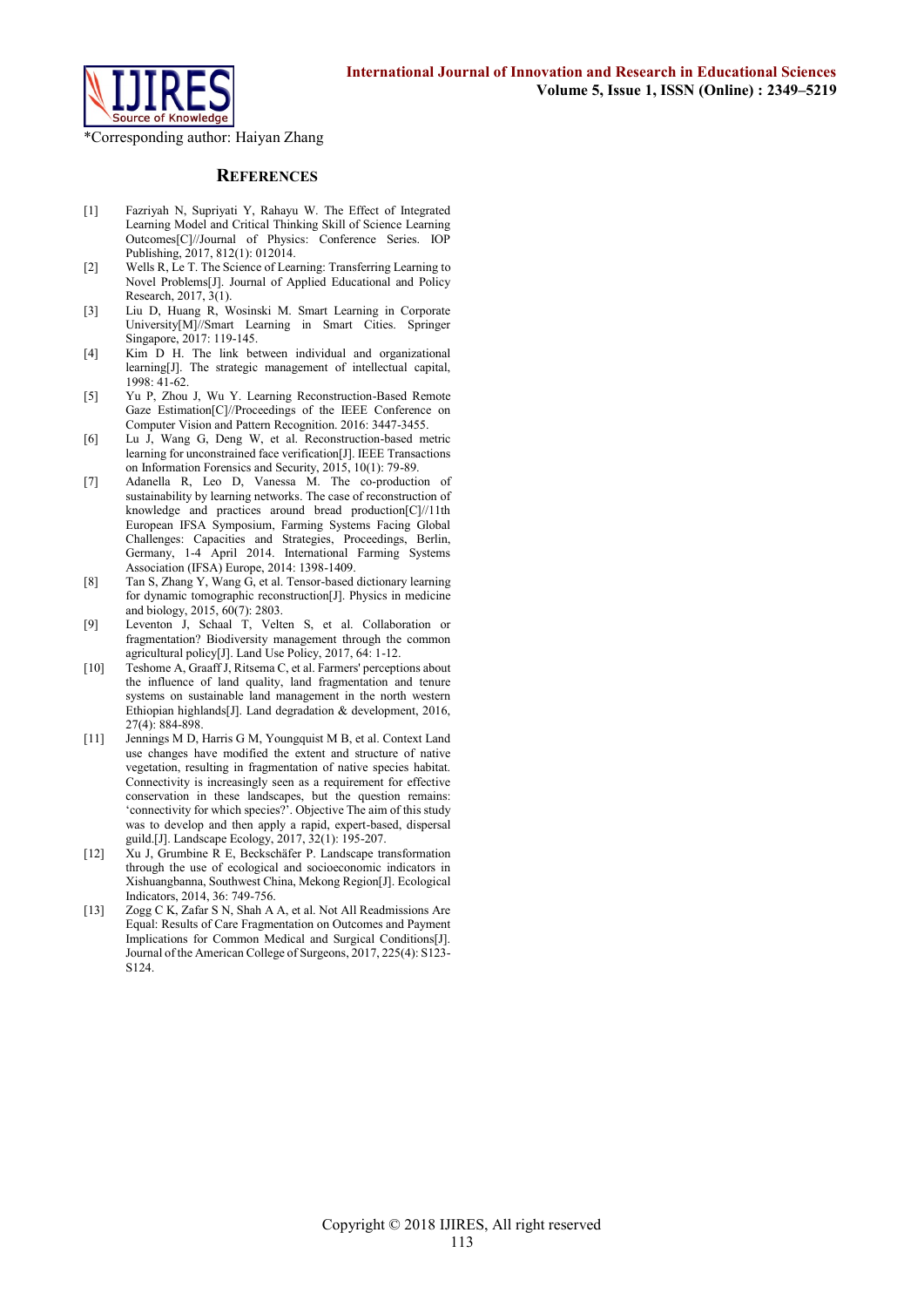*Corresponding author: Haiyan Zhang

## REFERENCES

[1] Fazriyah N, Supriyati Y, Rahayu W. The Effect of Integrated Learning Model and Critical Thinking Skill of Science Learning Outcomes[C]//Journal of Physics: Conference Series. IOP Publishing, 2017, 812(1): 012014.

[2] Wells R, Le T. The Science of Learning: Transferring Learning to Novel Problems[J]. Journal of Applied Educational and Policy Research, 2017, 3(1).

[3] Liu D, Huang R, Wosinski M. Smart Learning in Corporate University[M]//Smart Learning in Smart Cities. Springer Singapore, 2017: 119-145.

[4] Kim D H. The link between individual and organizational learning[J]. The strategic management of intellectual capital, 1998: 41-62.

[5] Yu P, Zhou J, Wu Y. Learning Reconstruction-Based Remote Gaze Estimation[C]//Proceedings of the IEEE Conference on Computer Vision and Pattern Recognition. 2016: 3447-3455.

[6] Lu J, Wang G, Deng W, et al. Reconstruction-based metric learning for unconstrained face verification[J]. IEEE Transactions on Information Forensics and Security, 2015, 10(1): 79-89.

[7] Adanella R, Leo D, Vanessa M. The co-production of sustainability by learning networks. The case of reconstruction of knowledge and practices around bread production[C]//11th European IFSA Symposium, Farming Systems Facing Global Challenges: Capacities and Strategies, Proceedings, Berlin, Germany, 1-4 April 2014. International Farming Systems Association (IFSA) Europe, 2014: 1398-1409.

[8] Tan S, Zhang Y, Wang G, et al. Tensor-based dictionary learning for dynamic tomographic reconstruction[J]. Physics in medicine and biology, 2015, 60(7): 2803.

[9] Leventon J, Schaal T, Velten S, et al. Collaboration or fragmentation? Biodiversity management through the common agricultural policy[J]. Land Use Policy, 2017, 64: 1-12.

[10] Teshome A, Graaff J, Ritsema C, et al. Farmers' perceptions about the influence of land quality, land fragmentation and tenure systems on sustainable land management in the north western Ethiopian highlands[J]. Land degradation & development, 2016, 27(4): 884-898.

[11] Jennings M D, Harris G M, Youngquist M B, et al. Context Land use changes have modified the extent and structure of native vegetation, resulting in fragmentation of native species habitat. Connectivity is increasingly seen as a requirement for effective conservation in these landscapes, but the question remains: 'connectivity for which species?'. Objective The aim of this study was to develop and then apply a rapid, expert-based, dispersal guild.[J]. Landscape Ecology, 2017, 32(1): 195-207.

[12] Xu J, Grumbine R E, Beckschäfer P. Landscape transformation through the use of ecological and socioeconomic indicators in Xishuangbanna, Southwest China, Mekong Region[J]. Ecological Indicators, 2014, 36: 749-756.

[13] Zogg C K, Zafar S N, Shah A A, et al. Not All Readmissions Are Equal: Results of Care Fragmentation on Outcomes and Payment Implications for Common Medical and Surgical Conditions[J]. Journal of the American College of Surgeons, 2017, 225(4): S123-S124.